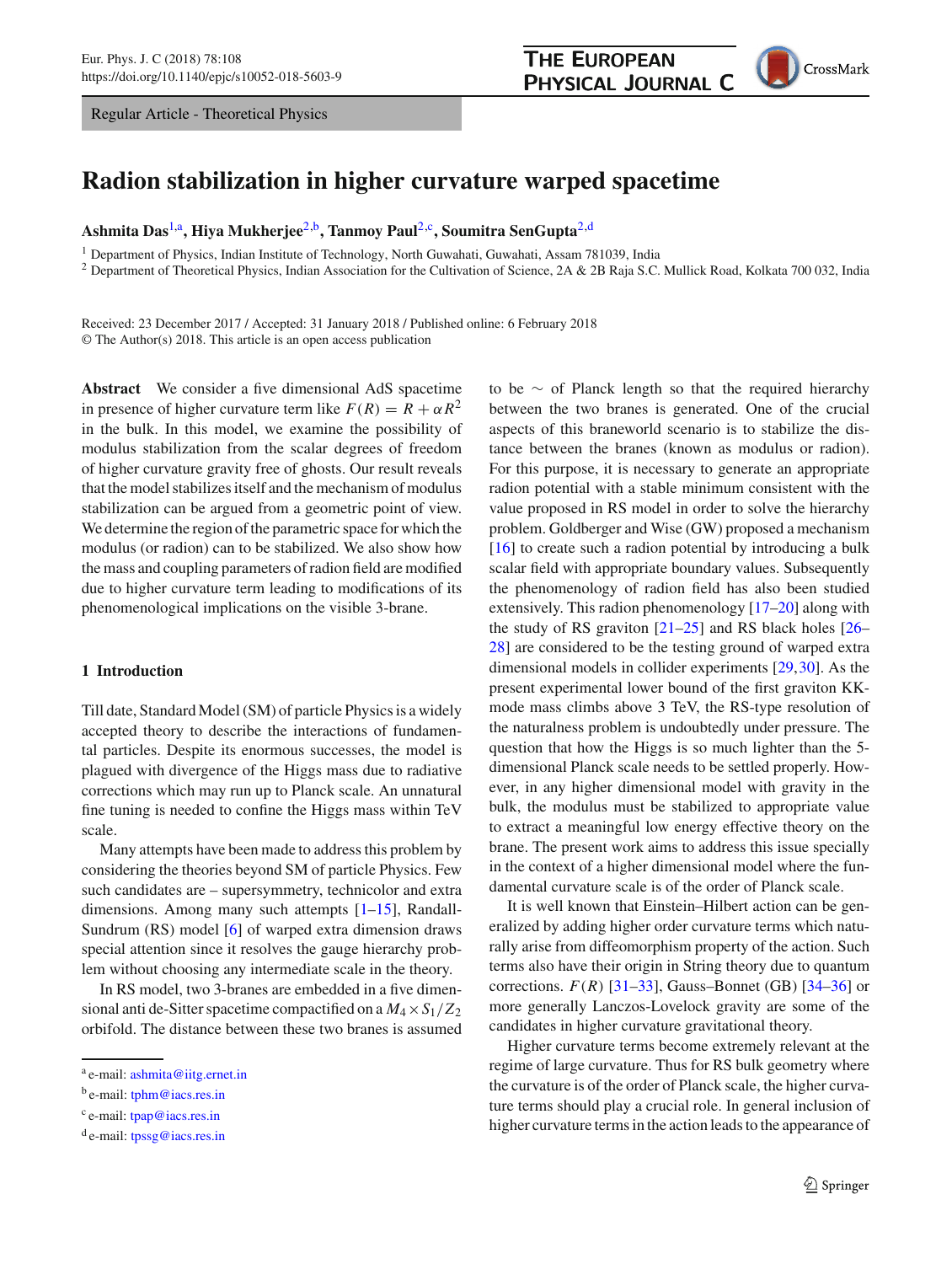Regular Article - Theoretical Physics

# Radion stabilization in higher curvature warped spacetime

**Ashmita Das**[1,a], **Hiya Mukherjee**[2,b], **Tanmoy Paul**[2,c], **Soumitra SenGupta**[2,d]

[1] Department of Physics, Indian Institute of Technology, North Guwahati, Guwahati, Assam 781039, India
[2] Department of Theoretical Physics, Indian Association for the Cultivation of Science, 2A & 2B Raja S.C. Mullick Road, Kolkata 700 032, India

Received: 23 December 2017 / Accepted: 31 January 2018 / Published online: 6 February 2018
© The Author(s) 2018. This article is an open access publication

**Abstract** We consider a five dimensional AdS spacetime in presence of higher curvature term like $F(R) = R + \alpha R^2$ in the bulk. In this model, we examine the possibility of modulus stabilization from the scalar degrees of freedom of higher curvature gravity free of ghosts. Our result reveals that the model stabilizes itself and the mechanism of modulus stabilization can be argued from a geometric point of view. We determine the region of the parametric space for which the modulus (or radion) can to be stabilized. We also show how the mass and coupling parameters of radion field are modified due to higher curvature term leading to modifications of its phenomenological implications on the visible 3-brane.

## 1 Introduction

Till date, Standard Model (SM) of particle Physics is a widely accepted theory to describe the interactions of fundamental particles. Despite its enormous successes, the model is plagued with divergence of the Higgs mass due to radiative corrections which may run up to Planck scale. An unnatural fine tuning is needed to confine the Higgs mass within TeV scale.

Many attempts have been made to address this problem by considering the theories beyond SM of particle Physics. Few such candidates are – supersymmetry, technicolor and extra dimensions. Among many such attempts [1–15], Randall-Sundrum (RS) model [6] of warped extra dimension draws special attention since it resolves the gauge hierarchy problem without choosing any intermediate scale in the theory.

In RS model, two 3-branes are embedded in a five dimensional anti de-Sitter spacetime compactified on a $M_4 \times S_1/Z_2$ orbifold. The distance between these two branes is assumed to be $\sim$ of Planck length so that the required hierarchy between the two branes is generated. One of the crucial aspects of this braneworld scenario is to stabilize the distance between the branes (known as modulus or radion). For this purpose, it is necessary to generate an appropriate radion potential with a stable minimum consistent with the value proposed in RS model in order to solve the hierarchy problem. Goldberger and Wise (GW) proposed a mechanism [16] to create such a radion potential by introducing a bulk scalar field with appropriate boundary values. Subsequently the phenomenology of radion field has also been studied extensively. This radion phenomenology [17–20] along with the study of RS graviton [21–25] and RS black holes [26–28] are considered to be the testing ground of warped extra dimensional models in collider experiments [29,30]. As the present experimental lower bound of the first graviton KK-mode mass climbs above 3 TeV, the RS-type resolution of the naturalness problem is undoubtedly under pressure. The question that how the Higgs is so much lighter than the 5-dimensional Planck scale needs to be settled properly. However, in any higher dimensional model with gravity in the bulk, the modulus must be stabilized to appropriate value to extract a meaningful low energy effective theory on the brane. The present work aims to address this issue specially in the context of a higher dimensional model where the fundamental curvature scale is of the order of Planck scale.

It is well known that Einstein–Hilbert action can be generalized by adding higher order curvature terms which naturally arise from diffeomorphism property of the action. Such terms also have their origin in String theory due to quantum corrections. $F(R)$ [31–33], Gauss–Bonnet (GB) [34–36] or more generally Lanczos-Lovelock gravity are some of the candidates in higher curvature gravitational theory.

Higher curvature terms become extremely relevant at the regime of large curvature. Thus for RS bulk geometry where the curvature is of the order of Planck scale, the higher curvature terms should play a crucial role. In general inclusion of higher curvature terms in the action leads to the appearance of

[a] e-mail: ashmita@iitg.ernet.in
[b] e-mail: tphm@iacs.res.in
[c] e-mail: tpap@iacs.res.in
[d] e-mail: tpssg@iacs.res.in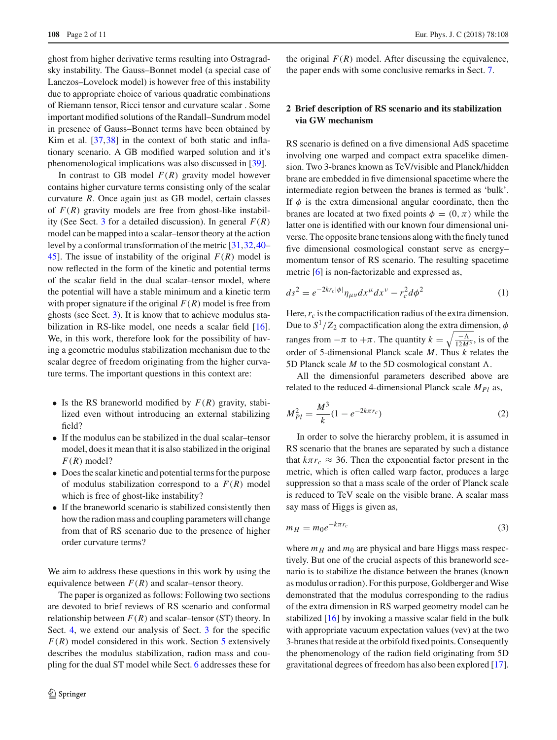ghost from higher derivative terms resulting into Ostragradsky instability. The Gauss–Bonnet model (a special case of Lanczos–Lovelock model) is however free of this instability due to appropriate choice of various quadratic combinations of Riemann tensor, Ricci tensor and curvature scalar . Some important modified solutions of the Randall–Sundrum model in presence of Gauss–Bonnet terms have been obtained by Kim et al. [37,38] in the context of both static and inflationary scenario. A GB modified warped solution and it's phenomenological implications was also discussed in [39].

In contrast to GB model $F(R)$ gravity model however contains higher curvature terms consisting only of the scalar curvature $R$. Once again just as GB model, certain classes of $F(R)$ gravity models are free from ghost-like instability (See Sect. 3 for a detailed discussion). In general $F(R)$ model can be mapped into a scalar–tensor theory at the action level by a conformal transformation of the metric [31,32,40–45]. The issue of instability of the original $F(R)$ model is now reflected in the form of the kinetic and potential terms of the scalar field in the dual scalar–tensor model, where the potential will have a stable minimum and a kinetic term with proper signature if the original $F(R)$ model is free from ghosts (see Sect. 3). It is know that to achieve modulus stabilization in RS-like model, one needs a scalar field [16]. We, in this work, therefore look for the possibility of having a geometric modulus stabilization mechanism due to the scalar degree of freedom originating from the higher curvature terms. The important questions in this context are:

- Is the RS braneworld modified by $F(R)$ gravity, stabilized even without introducing an external stabilizing field?
- If the modulus can be stabilized in the dual scalar–tensor model, does it mean that it is also stabilized in the original $F(R)$ model?
- Does the scalar kinetic and potential terms for the purpose of modulus stabilization correspond to a $F(R)$ model which is free of ghost-like instability?
- If the braneworld scenario is stabilized consistently then how the radion mass and coupling parameters will change from that of RS scenario due to the presence of higher order curvature terms?

We aim to address these questions in this work by using the equivalence between $F(R)$ and scalar–tensor theory.

The paper is organized as follows: Following two sections are devoted to brief reviews of RS scenario and conformal relationship between $F(R)$ and scalar–tensor (ST) theory. In Sect. 4, we extend our analysis of Sect. 3 for the specific $F(R)$ model considered in this work. Section 5 extensively describes the modulus stabilization, radion mass and coupling for the dual ST model while Sect. 6 addresses these for the original $F(R)$ model. After discussing the equivalence, the paper ends with some conclusive remarks in Sect. 7.

## 2 Brief description of RS scenario and its stabilization via GW mechanism

RS scenario is defined on a five dimensional AdS spacetime involving one warped and compact extra spacelike dimension. Two 3-branes known as TeV/visible and Planck/hidden brane are embedded in five dimensional spacetime where the intermediate region between the branes is termed as 'bulk'. If $\phi$ is the extra dimensional angular coordinate, then the branes are located at two fixed points $\phi = (0, \pi)$ while the latter one is identified with our known four dimensional universe. The opposite brane tensions along with the finely tuned five dimensional cosmological constant serve as energy–momentum tensor of RS scenario. The resulting spacetime metric [6] is non-factorizable and expressed as,

$$ds^2 = e^{-2kr_c|\phi|}\eta_{\mu\nu}dx^\mu dx^\nu - r_c^2 d\phi^2 \tag{1}$$

Here, $r_c$ is the compactification radius of the extra dimension. Due to $S^1/Z_2$ compactification along the extra dimension, $\phi$ ranges from $-\pi$ to $+\pi$. The quantity $k = \sqrt{\frac{-\Lambda}{12M^3}}$, is of the order of 5-dimensional Planck scale $M$. Thus $k$ relates the 5D Planck scale $M$ to the 5D cosmological constant $\Lambda$.

All the dimensionful parameters described above are related to the reduced 4-dimensional Planck scale $M_{Pl}$ as,

$$M_{Pl}^2 = \frac{M^3}{k}(1 - e^{-2k\pi r_c}) \tag{2}$$

In order to solve the hierarchy problem, it is assumed in RS scenario that the branes are separated by such a distance that $k\pi r_c \approx 36$. Then the exponential factor present in the metric, which is often called warp factor, produces a large suppression so that a mass scale of the order of Planck scale is reduced to TeV scale on the visible brane. A scalar mass say mass of Higgs is given as,

$$m_H = m_0 e^{-k\pi r_c} \tag{3}$$

where $m_H$ and $m_0$ are physical and bare Higgs mass respectively. But one of the crucial aspects of this braneworld scenario is to stabilize the distance between the branes (known as modulus or radion). For this purpose, Goldberger and Wise demonstrated that the modulus corresponding to the radius of the extra dimension in RS warped geometry model can be stabilized [16] by invoking a massive scalar field in the bulk with appropriate vacuum expectation values (vev) at the two 3-branes that reside at the orbifold fixed points. Consequently the phenomenology of the radion field originating from 5D gravitational degrees of freedom has also been explored [17].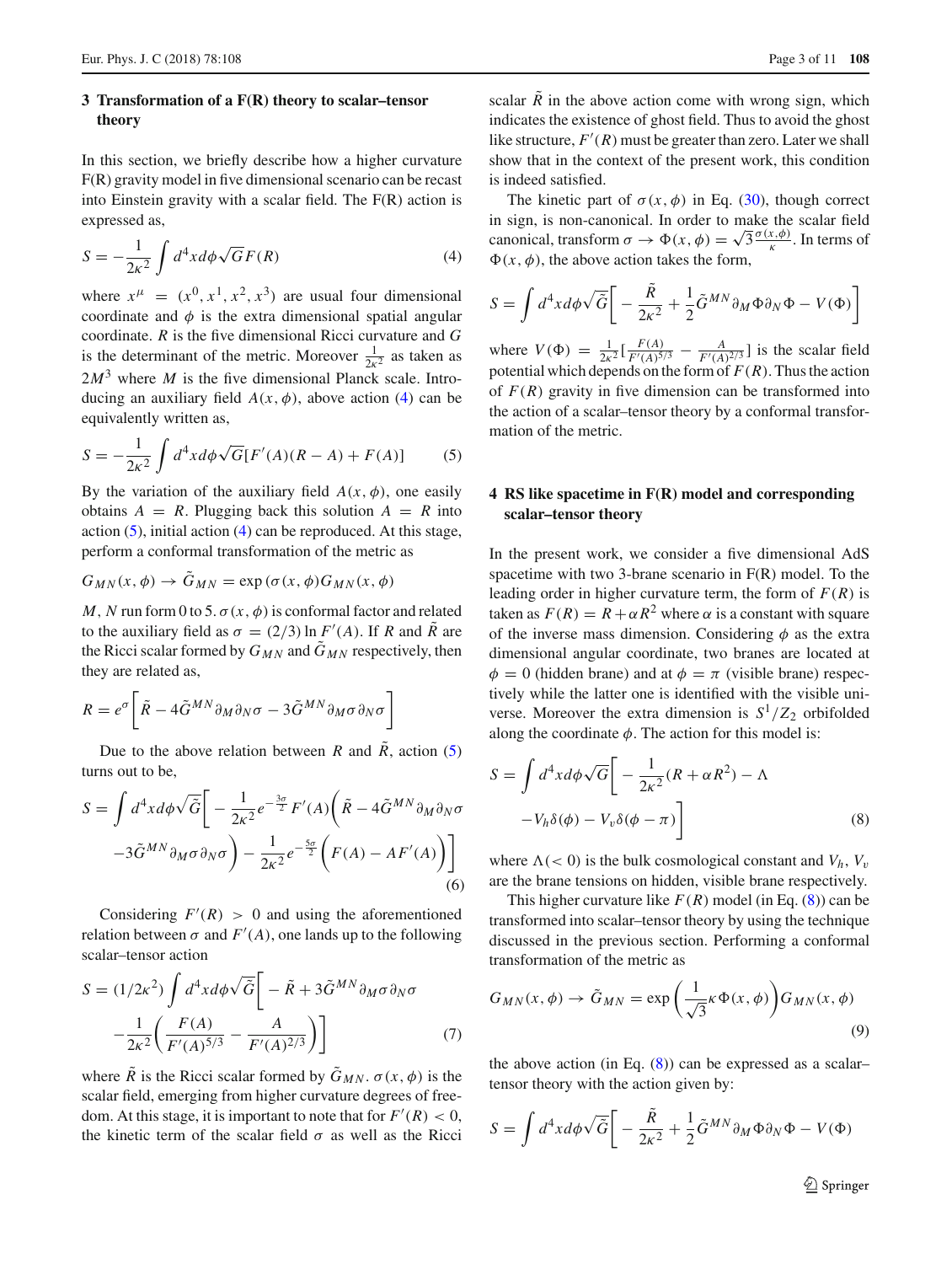## 3 Transformation of a F(R) theory to scalar–tensor theory

In this section, we briefly describe how a higher curvature F(R) gravity model in five dimensional scenario can be recast into Einstein gravity with a scalar field. The F(R) action is expressed as,

$$S = -\frac{1}{2\kappa^2}\int d^4x d\phi \sqrt{G} F(R) \tag{4}$$

where $x^\mu = (x^0, x^1, x^2, x^3)$ are usual four dimensional coordinate and $\phi$ is the extra dimensional spatial angular coordinate. $R$ is the five dimensional Ricci curvature and $G$ is the determinant of the metric. Moreover $\frac{1}{2\kappa^2}$ as taken as $2M^3$ where $M$ is the five dimensional Planck scale. Introducing an auxiliary field $A(x, \phi)$, above action (4) can be equivalently written as,

$$S = -\frac{1}{2\kappa^2}\int d^4x d\phi \sqrt{G}[F'(A)(R - A) + F(A)] \tag{5}$$

By the variation of the auxiliary field $A(x, \phi)$, one easily obtains $A = R$. Plugging back this solution $A = R$ into action (5), initial action (4) can be reproduced. At this stage, perform a conformal transformation of the metric as

$$G_{MN}(x, \phi) \rightarrow \tilde{G}_{MN} = \exp(\sigma(x, \phi) G_{MN}(x, \phi)$$

$M$, $N$ run form 0 to 5. $\sigma(x, \phi)$ is conformal factor and related to the auxiliary field as $\sigma = (2/3)\ln F'(A)$. If $R$ and $\tilde{R}$ are the Ricci scalar formed by $G_{MN}$ and $\tilde{G}_{MN}$ respectively, then they are related as,

$$R = e^{\sigma}\left[\tilde{R} - 4\tilde{G}^{MN}\partial_M\partial_N\sigma - 3\tilde{G}^{MN}\partial_M\sigma\partial_N\sigma\right]$$

Due to the above relation between $R$ and $\tilde{R}$, action (5) turns out to be,

$$S = \int d^4x d\phi \sqrt{\tilde{G}}\bigg[-\frac{1}{2\kappa^2}e^{-\frac{3\sigma}{2}}F'(A)\bigg(\tilde{R} - 4\tilde{G}^{MN}\partial_M\partial_N\sigma - 3\tilde{G}^{MN}\partial_M\sigma\partial_N\sigma\bigg) - \frac{1}{2\kappa^2}e^{-\frac{5\sigma}{2}}\bigg(F(A) - AF'(A)\bigg)\bigg] \tag{6}$$

Considering $F'(R) > 0$ and using the aforementioned relation between $\sigma$ and $F'(A)$, one lands up to the following scalar–tensor action

$$S = (1/2\kappa^2)\int d^4x d\phi \sqrt{\tilde{G}}\bigg[-\tilde{R} + 3\tilde{G}^{MN}\partial_M\sigma\partial_N\sigma - \frac{1}{2\kappa^2}\bigg(\frac{F(A)}{F'(A)^{5/3}} - \frac{A}{F'(A)^{2/3}}\bigg)\bigg] \tag{7}$$

where $\tilde{R}$ is the Ricci scalar formed by $\tilde{G}_{MN}$. $\sigma(x, \phi)$ is the scalar field, emerging from higher curvature degrees of freedom. At this stage, it is important to note that for $F'(R) < 0$, the kinetic term of the scalar field $\sigma$ as well as the Ricci scalar $\tilde{R}$ in the above action come with wrong sign, which indicates the existence of ghost field. Thus to avoid the ghost like structure, $F'(R)$ must be greater than zero. Later we shall show that in the context of the present work, this condition is indeed satisfied.

The kinetic part of $\sigma(x, \phi)$ in Eq. (30), though correct in sign, is non-canonical. In order to make the scalar field canonical, transform $\sigma \rightarrow \Phi(x, \phi) = \sqrt{3}\frac{\sigma(x,\phi)}{\kappa}$. In terms of $\Phi(x, \phi)$, the above action takes the form,

$$S = \int d^4x d\phi \sqrt{\tilde{G}}\bigg[-\frac{\tilde{R}}{2\kappa^2} + \frac{1}{2}\tilde{G}^{MN}\partial_M\Phi\partial_N\Phi - V(\Phi)\bigg]$$

where $V(\Phi) = \frac{1}{2\kappa^2}\left[\frac{F(A)}{F'(A)^{5/3}} - \frac{A}{F'(A)^{2/3}}\right]$ is the scalar field potential which depends on the form of $F(R)$. Thus the action of $F(R)$ gravity in five dimension can be transformed into the action of a scalar–tensor theory by a conformal transformation of the metric.

## 4 RS like spacetime in F(R) model and corresponding scalar–tensor theory

In the present work, we consider a five dimensional AdS spacetime with two 3-brane scenario in F(R) model. To the leading order in higher curvature term, the form of $F(R)$ is taken as $F(R) = R + \alpha R^2$ where $\alpha$ is a constant with square of the inverse mass dimension. Considering $\phi$ as the extra dimensional angular coordinate, two branes are located at $\phi = 0$ (hidden brane) and at $\phi = \pi$ (visible brane) respectively while the latter one is identified with the visible universe. Moreover the extra dimension is $S^1/Z_2$ orbifolded along the coordinate $\phi$. The action for this model is:

$$S = \int d^4x d\phi \sqrt{G}\bigg[-\frac{1}{2\kappa^2}(R + \alpha R^2) - \Lambda - V_h\delta(\phi) - V_v\delta(\phi - \pi)\bigg] \tag{8}$$

where $\Lambda (< 0)$ is the bulk cosmological constant and $V_h$, $V_v$ are the brane tensions on hidden, visible brane respectively.

This higher curvature like $F(R)$ model (in Eq. (8)) can be transformed into scalar–tensor theory by using the technique discussed in the previous section. Performing a conformal transformation of the metric as

$$G_{MN}(x, \phi) \rightarrow \tilde{G}_{MN} = \exp\bigg(\frac{1}{\sqrt{3}}\kappa\Phi(x, \phi)\bigg)G_{MN}(x, \phi) \tag{9}$$

the above action (in Eq. (8)) can be expressed as a scalar–tensor theory with the action given by:

$$S = \int d^4x d\phi \sqrt{\tilde{G}}\bigg[-\frac{\tilde{R}}{2\kappa^2} + \frac{1}{2}\tilde{G}^{MN}\partial_M\Phi\partial_N\Phi - V(\Phi)$$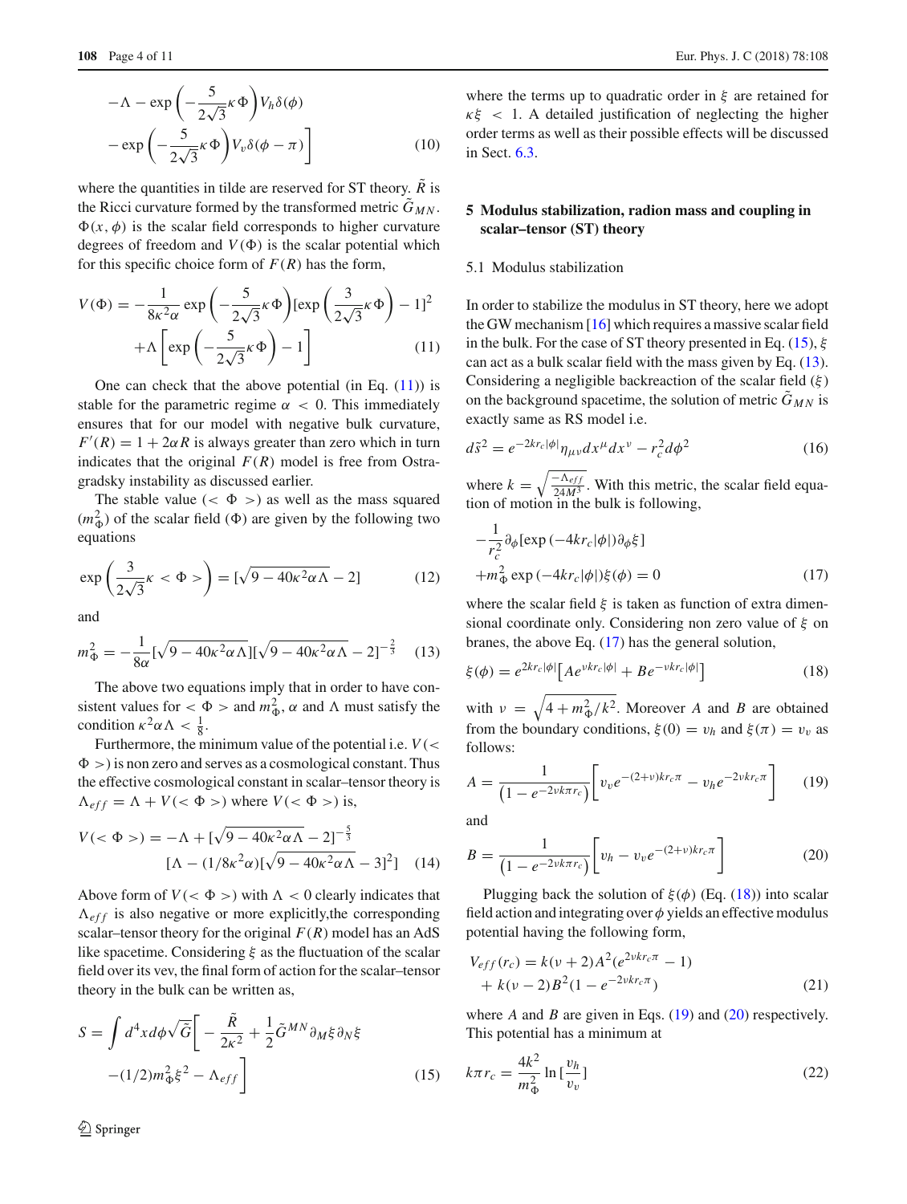$$
-\Lambda - \exp\left(-\frac{5}{2\sqrt{3}}\kappa\Phi\right)V_h\delta(\phi)
- \exp\left(-\frac{5}{2\sqrt{3}}\kappa\Phi\right)V_v\delta(\phi-\pi)\Bigg] \tag{10}
$$

where the quantities in tilde are reserved for ST theory. $\tilde{R}$ is the Ricci curvature formed by the transformed metric $\tilde{G}_{MN}$. $\Phi(x,\phi)$ is the scalar field corresponds to higher curvature degrees of freedom and $V(\Phi)$ is the scalar potential which for this specific choice form of $F(R)$ has the form,

$$
V(\Phi) = -\frac{1}{8\kappa^2\alpha}\exp\left(-\frac{5}{2\sqrt{3}}\kappa\Phi\right)[\exp\left(\frac{3}{2\sqrt{3}}\kappa\Phi\right)-1]^2
+\Lambda\left[\exp\left(-\frac{5}{2\sqrt{3}}\kappa\Phi\right)-1\right] \tag{11}
$$

One can check that the above potential (in Eq. (11)) is stable for the parametric regime $\alpha < 0$. This immediately ensures that for our model with negative bulk curvature, $F'(R) = 1 + 2\alpha R$ is always greater than zero which in turn indicates that the original $F(R)$ model is free from Ostragradsky instability as discussed earlier.

The stable value ($<\Phi>$) as well as the mass squared ($m_\Phi^2$) of the scalar field ($\Phi$) are given by the following two equations

$$
\exp\left(\frac{3}{2\sqrt{3}}\kappa<\Phi>\right) = [\sqrt{9-40\kappa^2\alpha\Lambda}-2] \tag{12}
$$

and

$$
m_\Phi^2 = -\frac{1}{8\alpha}[\sqrt{9-40\kappa^2\alpha\Lambda}][\sqrt{9-40\kappa^2\alpha\Lambda}-2]^{-\frac{2}{3}} \tag{13}
$$

The above two equations imply that in order to have consistent values for $<\Phi>$ and $m_\Phi^2$, $\alpha$ and $\Lambda$ must satisfy the condition $\kappa^2\alpha\Lambda < \frac{1}{8}$.

Furthermore, the minimum value of the potential i.e. $V(<\Phi>)$ is non zero and serves as a cosmological constant. Thus the effective cosmological constant in scalar–tensor theory is $\Lambda_{eff} = \Lambda + V(<\Phi>)$ where $V(<\Phi>)$ is,

$$
V(<\Phi>) = -\Lambda + [\sqrt{9-40\kappa^2\alpha\Lambda}-2]^{-\frac{5}{3}}
[\Lambda - (1/8\kappa^2\alpha)[\sqrt{9-40\kappa^2\alpha\Lambda}-3]^2] \tag{14}
$$

Above form of $V(<\Phi>)$ with $\Lambda < 0$ clearly indicates that $\Lambda_{eff}$ is also negative or more explicitly, the corresponding scalar–tensor theory for the original $F(R)$ model has an AdS like spacetime. Considering $\xi$ as the fluctuation of the scalar field over its vev, the final form of action for the scalar–tensor theory in the bulk can be written as,

$$
S = \int d^4x d\phi\sqrt{\tilde{G}}\Bigg[-\frac{\tilde{R}}{2\kappa^2} + \frac{1}{2}\tilde{G}^{MN}\partial_M\xi\partial_N\xi
-(1/2)m_\Phi^2\xi^2 - \Lambda_{eff}\Bigg] \tag{15}
$$

where the terms up to quadratic order in $\xi$ are retained for $\kappa\xi < 1$. A detailed justification of neglecting the higher order terms as well as their possible effects will be discussed in Sect. 6.3.

## 5 Modulus stabilization, radion mass and coupling in scalar–tensor (ST) theory

### 5.1 Modulus stabilization

In order to stabilize the modulus in ST theory, here we adopt the GW mechanism [16] which requires a massive scalar field in the bulk. For the case of ST theory presented in Eq. (15), $\xi$ can act as a bulk scalar field with the mass given by Eq. (13). Considering a negligible backreaction of the scalar field ($\xi$) on the background spacetime, the solution of metric $\tilde{G}_{MN}$ is exactly same as RS model i.e.

$$
d\tilde{s}^2 = e^{-2kr_c|\phi|}\eta_{\mu\nu}dx^\mu dx^\nu - r_c^2 d\phi^2 \tag{16}
$$

where $k = \sqrt{\frac{-\Lambda_{eff}}{24M^3}}$. With this metric, the scalar field equation of motion in the bulk is following,

$$
-\frac{1}{r_c^2}\partial_\phi[\exp(-4kr_c|\phi|)\partial_\phi\xi]
+m_\Phi^2\exp(-4kr_c|\phi|)\xi(\phi) = 0 \tag{17}
$$

where the scalar field $\xi$ is taken as function of extra dimensional coordinate only. Considering non zero value of $\xi$ on branes, the above Eq. (17) has the general solution,

$$
\xi(\phi) = e^{2kr_c|\phi|}\left[Ae^{\nu kr_c|\phi|} + Be^{-\nu kr_c|\phi|}\right] \tag{18}
$$

with $\nu = \sqrt{4 + m_\Phi^2/k^2}$. Moreover $A$ and $B$ are obtained from the boundary conditions, $\xi(0) = v_h$ and $\xi(\pi) = v_v$ as follows:

$$
A = \frac{1}{\left(1-e^{-2\nu k\pi r_c}\right)}\left[v_v e^{-(2+\nu)kr_c\pi} - v_h e^{-2\nu kr_c\pi}\right] \tag{19}
$$

and

$$
B = \frac{1}{\left(1-e^{-2\nu k\pi r_c}\right)}\left[v_h - v_v e^{-(2+\nu)kr_c\pi}\right] \tag{20}
$$

Plugging back the solution of $\xi(\phi)$ (Eq. (18)) into scalar field action and integrating over $\phi$ yields an effective modulus potential having the following form,

$$
V_{eff}(r_c) = k(\nu+2)A^2(e^{2\nu kr_c\pi}-1)
+ k(\nu-2)B^2(1-e^{-2\nu kr_c\pi}) \tag{21}
$$

where $A$ and $B$ are given in Eqs. (19) and (20) respectively. This potential has a minimum at

$$
k\pi r_c = \frac{4k^2}{m_\Phi^2}\ln\left[\frac{v_h}{v_v}\right] \tag{22}
$$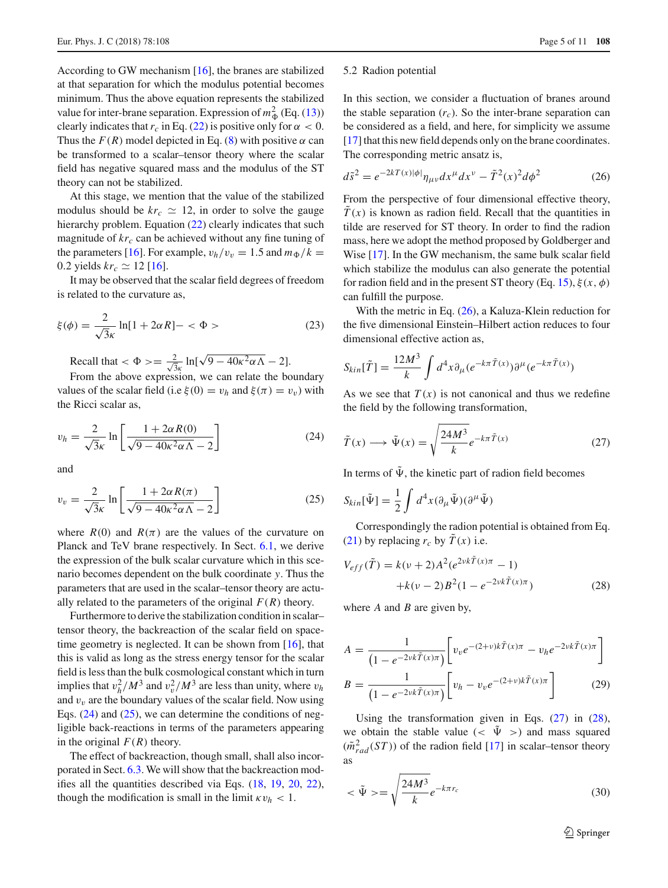According to GW mechanism [16], the branes are stabilized at that separation for which the modulus potential becomes minimum. Thus the above equation represents the stabilized value for inter-brane separation. Expression of $m_\Phi^2$ (Eq. (13)) clearly indicates that $r_c$ in Eq. (22) is positive only for $\alpha < 0$. Thus the $F(R)$ model depicted in Eq. (8) with positive $\alpha$ can be transformed to a scalar–tensor theory where the scalar field has negative squared mass and the modulus of the ST theory can not be stabilized.

At this stage, we mention that the value of the stabilized modulus should be $kr_c \simeq 12$, in order to solve the gauge hierarchy problem. Equation (22) clearly indicates that such magnitude of $kr_c$ can be achieved without any fine tuning of the parameters [16]. For example, $v_h/v_v = 1.5$ and $m_\Phi/k = 0.2$ yields $kr_c \simeq 12$ [16].

It may be observed that the scalar field degrees of freedom is related to the curvature as,

$$\xi(\phi) = \frac{2}{\sqrt{3}\kappa} \ln[1 + 2\alpha R] - <\Phi> \tag{23}$$

Recall that $<\Phi> = \frac{2}{\sqrt{3}\kappa} \ln[\sqrt{9 - 40\kappa^2\alpha\Lambda} - 2]$.

From the above expression, we can relate the boundary values of the scalar field (i.e $\xi(0) = v_h$ and $\xi(\pi) = v_v$) with the Ricci scalar as,

$$v_h = \frac{2}{\sqrt{3}\kappa} \ln\left[\frac{1 + 2\alpha R(0)}{\sqrt{9 - 40\kappa^2\alpha\Lambda} - 2}\right] \tag{24}$$

and

$$v_v = \frac{2}{\sqrt{3}\kappa} \ln\left[\frac{1 + 2\alpha R(\pi)}{\sqrt{9 - 40\kappa^2\alpha\Lambda} - 2}\right] \tag{25}$$

where $R(0)$ and $R(\pi)$ are the values of the curvature on Planck and TeV brane respectively. In Sect. 6.1, we derive the expression of the bulk scalar curvature which in this scenario becomes dependent on the bulk coordinate $y$. Thus the parameters that are used in the scalar–tensor theory are actually related to the parameters of the original $F(R)$ theory.

Furthermore to derive the stabilization condition in scalar–tensor theory, the backreaction of the scalar field on spacetime geometry is neglected. It can be shown from [16], that this is valid as long as the stress energy tensor for the scalar field is less than the bulk cosmological constant which in turn implies that $v_h^2/M^3$ and $v_v^2/M^3$ are less than unity, where $v_h$ and $v_v$ are the boundary values of the scalar field. Now using Eqs. (24) and (25), we can determine the conditions of negligible back-reactions in terms of the parameters appearing in the original $F(R)$ theory.

The effect of backreaction, though small, shall also incorporated in Sect. 6.3. We will show that the backreaction modifies all the quantities described via Eqs. (18, 19, 20, 22), though the modification is small in the limit $\kappa v_h < 1$.

### 5.2 Radion potential

In this section, we consider a fluctuation of branes around the stable separation ($r_c$). So the inter-brane separation can be considered as a field, and here, for simplicity we assume [17] that this new field depends only on the brane coordinates. The corresponding metric ansatz is,

$$d\tilde{s}^2 = e^{-2kT(x)|\phi|}\eta_{\mu\nu}dx^\mu dx^\nu - \tilde{T}^2(x)^2 d\phi^2 \tag{26}$$

From the perspective of four dimensional effective theory, $\tilde{T}(x)$ is known as radion field. Recall that the quantities in tilde are reserved for ST theory. In order to find the radion mass, here we adopt the method proposed by Goldberger and Wise [17]. In the GW mechanism, the same bulk scalar field which stabilize the modulus can also generate the potential for radion field and in the present ST theory (Eq. 15), $\xi(x, \phi)$ can fulfill the purpose.

With the metric in Eq. (26), a Kaluza-Klein reduction for the five dimensional Einstein–Hilbert action reduces to four dimensional effective action as,

$$S_{kin}[\tilde{T}] = \frac{12M^3}{k} \int d^4x \partial_\mu (e^{-k\pi \tilde{T}(x)}) \partial^\mu (e^{-k\pi \tilde{T}(x)})$$

As we see that $T(x)$ is not canonical and thus we redefine the field by the following transformation,

$$\tilde{T}(x) \longrightarrow \tilde{\Psi}(x) = \sqrt{\frac{24M^3}{k}} e^{-k\pi \tilde{T}(x)} \tag{27}$$

In terms of $\tilde{\Psi}$, the kinetic part of radion field becomes

$$S_{kin}[\tilde{\Psi}] = \frac{1}{2} \int d^4x (\partial_\mu \tilde{\Psi})(\partial^\mu \tilde{\Psi})$$

Correspondingly the radion potential is obtained from Eq. (21) by replacing $r_c$ by $\tilde{T}(x)$ i.e.

$$\begin{aligned} V_{eff}(\tilde{T}) &= k(\nu + 2)A^2(e^{2\nu k\tilde{T}(x)\pi} - 1) \\ &\quad + k(\nu - 2)B^2(1 - e^{-2\nu k\tilde{T}(x)\pi}) \end{aligned} \tag{28}$$

where $A$ and $B$ are given by,

$$\begin{aligned} A &= \frac{1}{\left(1 - e^{-2\nu k\tilde{T}(x)\pi}\right)} \left[v_v e^{-(2+\nu)k\tilde{T}(x)\pi} - v_h e^{-2\nu k\tilde{T}(x)\pi}\right] \\ B &= \frac{1}{\left(1 - e^{-2\nu k\tilde{T}(x)\pi}\right)} \left[v_h - v_v e^{-(2+\nu)k\tilde{T}(x)\pi}\right] \end{aligned} \tag{29}$$

Using the transformation given in Eqs. (27) in (28), we obtain the stable value ($<\tilde{\Psi}>$) and mass squared ($\tilde{m}_{rad}^2(ST)$) of the radion field [17] in scalar–tensor theory as

$$<\tilde{\Psi}> = \sqrt{\frac{24M^3}{k}} e^{-k\pi r_c} \tag{30}$$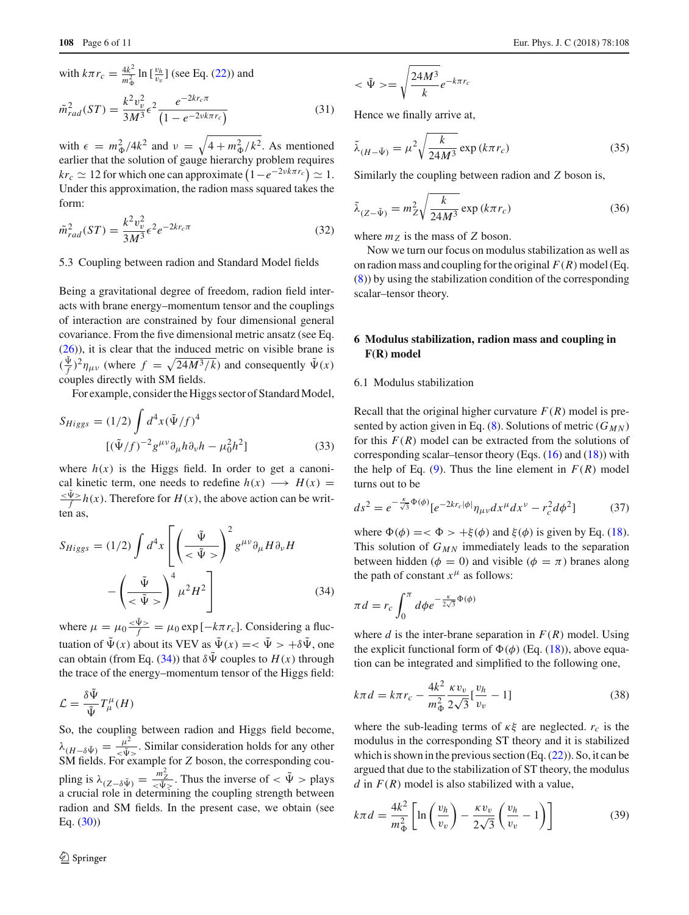with $k\pi r_c = \frac{4k^2}{m_\Phi^2}\ln[\frac{v_h}{v_v}]$ (see Eq. (22)) and

$$\tilde{m}_{rad}^2(ST) = \frac{k^2 v_v^2}{3M^3}\epsilon^2 \frac{e^{-2kr_c\pi}}{\left(1-e^{-2\nu k\pi r_c}\right)} \tag{31}$$

with $\epsilon = m_\Phi^2/4k^2$ and $\nu = \sqrt{4+m_\Phi^2/k^2}$. As mentioned earlier that the solution of gauge hierarchy problem requires $kr_c \simeq 12$ for which one can approximate $\left(1-e^{-2\nu k\pi r_c}\right) \simeq 1$. Under this approximation, the radion mass squared takes the form:

$$\tilde{m}_{rad}^2(ST) = \frac{k^2 v_v^2}{3M^3}\epsilon^2 e^{-2kr_c\pi} \tag{32}$$

### 5.3 Coupling between radion and Standard Model fields

Being a gravitational degree of freedom, radion field interacts with brane energy–momentum tensor and the couplings of interaction are constrained by four dimensional general covariance. From the five dimensional metric ansatz (see Eq. (26)), it is clear that the induced metric on visible brane is $(\frac{\tilde{\Psi}}{f})^2\eta_{\mu\nu}$ (where $f = \sqrt{24M^3/k}$) and consequently $\tilde{\Psi}(x)$ couples directly with SM fields.

For example, consider the Higgs sector of Standard Model,

$$S_{Higgs} = (1/2)\int d^4x(\tilde{\Psi}/f)^4 \left[(\tilde{\Psi}/f)^{-2}g^{\mu\nu}\partial_\mu h\partial_\nu h - \mu_0^2 h^2\right] \tag{33}$$

where $h(x)$ is the Higgs field. In order to get a canonical kinetic term, one needs to redefine $h(x) \longrightarrow H(x) = \frac{<\tilde{\Psi}>}{f}h(x)$. Therefore for $H(x)$, the above action can be written as,

$$S_{Higgs} = (1/2)\int d^4x\left[\left(\frac{\tilde{\Psi}}{<\tilde{\Psi}>}\right)^2 g^{\mu\nu}\partial_\mu H\partial_\nu H - \left(\frac{\tilde{\Psi}}{<\tilde{\Psi}>}\right)^4 \mu^2 H^2\right] \tag{34}$$

where $\mu = \mu_0\frac{<\tilde{\Psi}>}{f} = \mu_0\exp[-k\pi r_c]$. Considering a fluctuation of $\tilde{\Psi}(x)$ about its VEV as $\tilde{\Psi}(x) = <\tilde{\Psi}> + \delta\tilde{\Psi}$, one can obtain (from Eq. (34)) that $\delta\tilde{\Psi}$ couples to $H(x)$ through the trace of the energy–momentum tensor of the Higgs field:

$$\mathcal{L} = \frac{\delta\tilde{\Psi}}{\tilde{\Psi}}T^\mu_\mu(H)$$

So, the coupling between radion and Higgs field become, $\lambda_{(H-\delta\tilde{\Psi})} = \frac{\mu^2}{<\tilde{\Psi}>}$. Similar consideration holds for any other SM fields. For example for $Z$ boson, the corresponding coupling is $\lambda_{(Z-\delta\tilde{\Psi})} = \frac{m_Z^2}{<\tilde{\Psi}>}$. Thus the inverse of $<\tilde{\Psi}>$ plays a crucial role in determining the coupling strength between radion and SM fields. In the present case, we obtain (see Eq. (30))

$$<\tilde{\Psi}> = \sqrt{\frac{24M^3}{k}}e^{-k\pi r_c}$$

Hence we finally arrive at,

$$\tilde{\lambda}_{(H-\tilde{\Psi})} = \mu^2\sqrt{\frac{k}{24M^3}}\exp(k\pi r_c) \tag{35}$$

Similarly the coupling between radion and $Z$ boson is,

$$\tilde{\lambda}_{(Z-\tilde{\Psi})} = m_Z^2\sqrt{\frac{k}{24M^3}}\exp(k\pi r_c) \tag{36}$$

where $m_Z$ is the mass of $Z$ boson.

Now we turn our focus on modulus stabilization as well as on radion mass and coupling for the original $F(R)$ model (Eq. (8)) by using the stabilization condition of the corresponding scalar–tensor theory.

## 6 Modulus stabilization, radion mass and coupling in F(R) model

### 6.1 Modulus stabilization

Recall that the original higher curvature $F(R)$ model is presented by action given in Eq. (8). Solutions of metric ($G_{MN}$) for this $F(R)$ model can be extracted from the solutions of corresponding scalar–tensor theory (Eqs. (16) and (18)) with the help of Eq. (9). Thus the line element in $F(R)$ model turns out to be

$$ds^2 = e^{-\frac{\kappa}{\sqrt{3}}\Phi(\phi)}[e^{-2kr_c|\phi|}\eta_{\mu\nu}dx^\mu dx^\nu - r_c^2 d\phi^2] \tag{37}$$

where $\Phi(\phi) = <\Phi> + \xi(\phi)$ and $\xi(\phi)$ is given by Eq. (18). This solution of $G_{MN}$ immediately leads to the separation between hidden ($\phi = 0$) and visible ($\phi = \pi$) branes along the path of constant $x^\mu$ as follows:

$$\pi d = r_c\int_0^\pi d\phi e^{-\frac{\kappa}{2\sqrt{3}}\Phi(\phi)}$$

where $d$ is the inter-brane separation in $F(R)$ model. Using the explicit functional form of $\Phi(\phi)$ (Eq. (18)), above equation can be integrated and simplified to the following one,

$$k\pi d = k\pi r_c - \frac{4k^2}{m_\Phi^2}\frac{\kappa v_v}{2\sqrt{3}}[\frac{v_h}{v_v} - 1] \tag{38}$$

where the sub-leading terms of $\kappa\xi$ are neglected. $r_c$ is the modulus in the corresponding ST theory and it is stabilized which is shown in the previous section (Eq. (22)). So, it can be argued that due to the stabilization of ST theory, the modulus $d$ in $F(R)$ model is also stabilized with a value,

$$k\pi d = \frac{4k^2}{m_\Phi^2}\left[\ln\left(\frac{v_h}{v_v}\right) - \frac{\kappa v_v}{2\sqrt{3}}\left(\frac{v_h}{v_v} - 1\right)\right] \tag{39}$$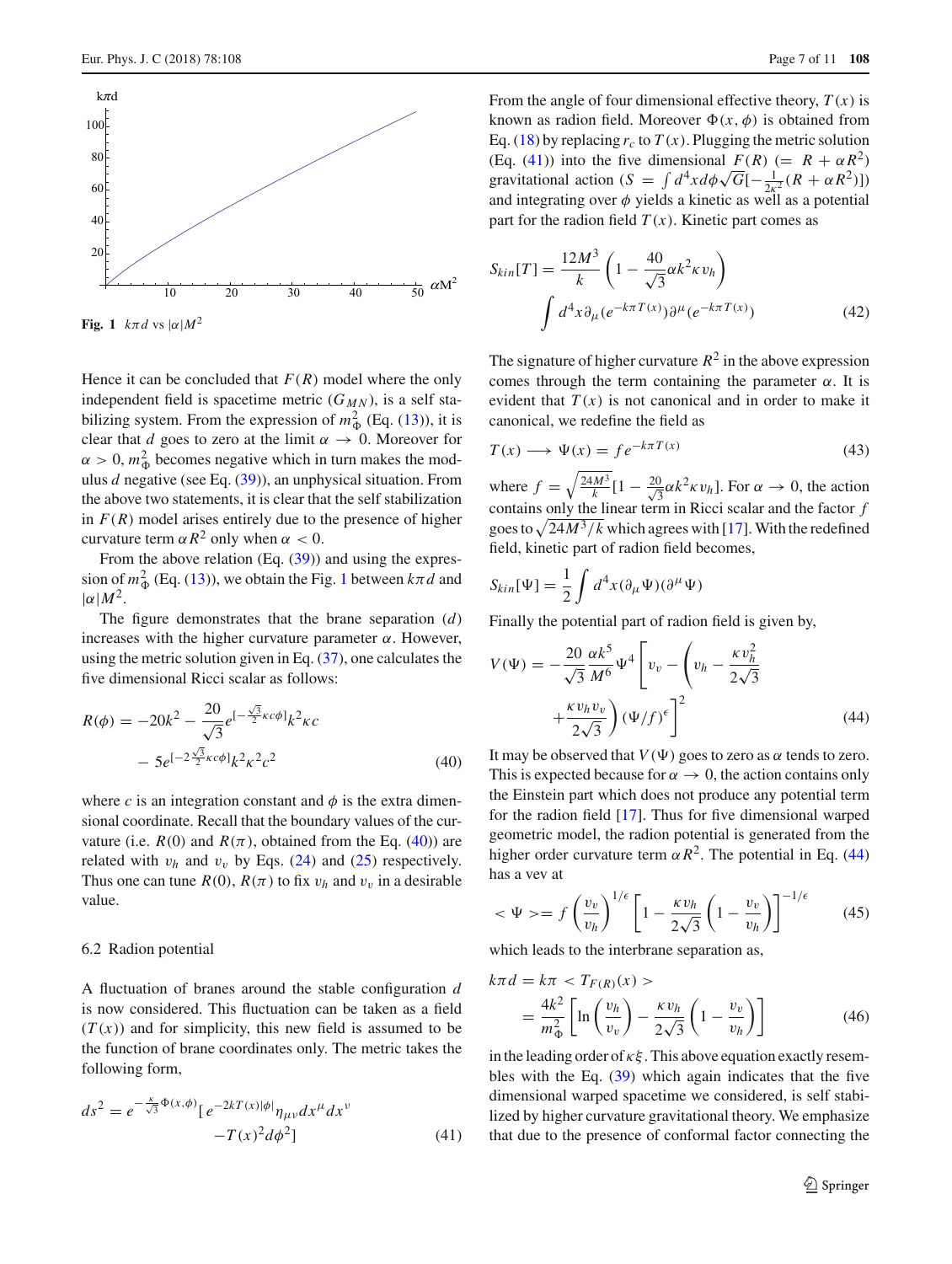**Fig. 1** $k\pi d$ vs $|\alpha|M^2$

Hence it can be concluded that $F(R)$ model where the only independent field is spacetime metric ($G_{MN}$), is a self stabilizing system. From the expression of $m_\Phi^2$ (Eq. (13)), it is clear that $d$ goes to zero at the limit $\alpha \rightarrow 0$. Moreover for $\alpha > 0$, $m_\Phi^2$ becomes negative which in turn makes the modulus $d$ negative (see Eq. (39)), an unphysical situation. From the above two statements, it is clear that the self stabilization in $F(R)$ model arises entirely due to the presence of higher curvature term $\alpha R^2$ only when $\alpha < 0$.

From the above relation (Eq. (39)) and using the expression of $m_\Phi^2$ (Eq. (13)), we obtain the Fig. 1 between $k\pi d$ and $|\alpha|M^2$.

The figure demonstrates that the brane separation ($d$) increases with the higher curvature parameter $\alpha$. However, using the metric solution given in Eq. (37), one calculates the five dimensional Ricci scalar as follows:

$$R(\phi) = -20k^2 - \frac{20}{\sqrt{3}}e^{[-\frac{\sqrt{3}}{2}\kappa c\phi]}k^2\kappa c - 5e^{[-2\frac{\sqrt{3}}{2}\kappa c\phi]}k^2\kappa^2 c^2 \tag{40}$$

where $c$ is an integration constant and $\phi$ is the extra dimensional coordinate. Recall that the boundary values of the curvature (i.e. $R(0)$ and $R(\pi)$, obtained from the Eq. (40)) are related with $v_h$ and $v_v$ by Eqs. (24) and (25) respectively. Thus one can tune $R(0)$, $R(\pi)$ to fix $v_h$ and $v_v$ in a desirable value.

### 6.2 Radion potential

A fluctuation of branes around the stable configuration $d$ is now considered. This fluctuation can be taken as a field ($T(x)$) and for simplicity, this new field is assumed to be the function of brane coordinates only. The metric takes the following form,

$$ds^2 = e^{-\frac{\kappa}{\sqrt{3}}\Phi(x,\phi)}[e^{-2kT(x)|\phi|}\eta_{\mu\nu}dx^\mu dx^\nu - T(x)^2 d\phi^2] \tag{41}$$

From the angle of four dimensional effective theory, $T(x)$ is known as radion field. Moreover $\Phi(x, \phi)$ is obtained from Eq. (18) by replacing $r_c$ to $T(x)$. Plugging the metric solution (Eq. (41)) into the five dimensional $F(R)$ $(= R + \alpha R^2)$ gravitational action ($S = \int d^4x d\phi\sqrt{G}[-\frac{1}{2\kappa^2}(R + \alpha R^2)]$) and integrating over $\phi$ yields a kinetic as well as a potential part for the radion field $T(x)$. Kinetic part comes as

$$S_{kin}[T] = \frac{12M^3}{k}\left(1 - \frac{40}{\sqrt{3}}\alpha k^2\kappa v_h\right)\int d^4x\,\partial_\mu(e^{-k\pi T(x)})\partial^\mu(e^{-k\pi T(x)}) \tag{42}$$

The signature of higher curvature $R^2$ in the above expression comes through the term containing the parameter $\alpha$. It is evident that $T(x)$ is not canonical and in order to make it canonical, we redefine the field as

$$T(x) \longrightarrow \Psi(x) = f e^{-k\pi T(x)} \tag{43}$$

where $f = \sqrt{\frac{24M^3}{k}[1 - \frac{20}{\sqrt{3}}\alpha k^2\kappa v_h]}$. For $\alpha \rightarrow 0$, the action contains only the linear term in Ricci scalar and the factor $f$ goes to $\sqrt{24M^3/k}$ which agrees with [17]. With the redefined field, kinetic part of radion field becomes,

$$S_{kin}[\Psi] = \frac{1}{2}\int d^4x(\partial_\mu\Psi)(\partial^\mu\Psi)$$

Finally the potential part of radion field is given by,

$$V(\Psi) = -\frac{20}{\sqrt{3}}\frac{\alpha k^5}{M^6}\Psi^4\left[v_v - \left(v_h - \frac{\kappa v_h^2}{2\sqrt{3}} + \frac{\kappa v_h v_v}{2\sqrt{3}}\right)(\Psi/f)^\epsilon\right]^2 \tag{44}$$

It may be observed that $V(\Psi)$ goes to zero as $\alpha$ tends to zero. This is expected because for $\alpha \rightarrow 0$, the action contains only the Einstein part which does not produce any potential term for the radion field [17]. Thus for five dimensional warped geometric model, the radion potential is generated from the higher order curvature term $\alpha R^2$. The potential in Eq. (44) has a vev at

$$< \Psi >= f\left(\frac{v_v}{v_h}\right)^{1/\epsilon}\left[1 - \frac{\kappa v_h}{2\sqrt{3}}\left(1 - \frac{v_v}{v_h}\right)\right]^{-1/\epsilon} \tag{45}$$

which leads to the interbrane separation as,

$$k\pi d = k\pi < T_{F(R)}(x) > = \frac{4k^2}{m_\Phi^2}\left[\ln\left(\frac{v_h}{v_v}\right) - \frac{\kappa v_h}{2\sqrt{3}}\left(1 - \frac{v_v}{v_h}\right)\right] \tag{46}$$

in the leading order of $\kappa\xi$. This above equation exactly resembles with the Eq. (39) which again indicates that the five dimensional warped spacetime we considered, is self stabilized by higher curvature gravitational theory. We emphasize that due to the presence of conformal factor connecting the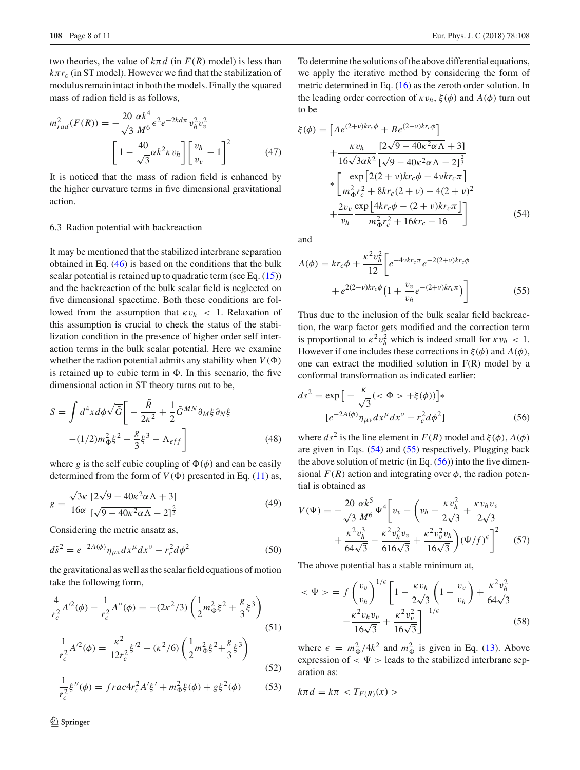two theories, the value of $k\pi d$ (in $F(R)$ model) is less than $k\pi r_c$ (in ST model). However we find that the stabilization of modulus remain intact in both the models. Finally the squared mass of radion field is as follows,

$$m_{rad}^2(F(R)) = -\frac{20}{\sqrt{3}}\frac{\alpha k^4}{M^6}\epsilon^2 e^{-2kd\pi} v_h^2 v_v^2 \left[1 - \frac{40}{\sqrt{3}}\alpha k^2 \kappa v_h\right]\left[\frac{v_h}{v_v} - 1\right]^2 \tag{47}$$

It is noticed that the mass of radion field is enhanced by the higher curvature terms in five dimensional gravitational action.

### 6.3 Radion potential with backreaction

It may be mentioned that the stabilized interbrane separation obtained in Eq. (46) is based on the conditions that the bulk scalar potential is retained up to quadratic term (see Eq. (15)) and the backreaction of the bulk scalar field is neglected on five dimensional spacetime. Both these conditions are followed from the assumption that $\kappa v_h < 1$. Relaxation of this assumption is crucial to check the status of the stabilization condition in the presence of higher order self interaction terms in the bulk scalar potential. Here we examine whether the radion potential admits any stability when $V(\Phi)$ is retained up to cubic term in $\Phi$. In this scenario, the five dimensional action in ST theory turns out to be,

$$S = \int d^4x d\phi \sqrt{\tilde{G}}\left[-\frac{\tilde{R}}{2\kappa^2} + \frac{1}{2}\tilde{G}^{MN}\partial_M \xi \partial_N \xi - (1/2)m_\Phi^2 \xi^2 - \frac{g}{3}\xi^3 - \Lambda_{eff}\right] \tag{48}$$

where $g$ is the self cubic coupling of $\Phi(\phi)$ and can be easily determined from the form of $V(\Phi)$ presented in Eq. (11) as,

$$g = \frac{\sqrt{3}\kappa}{16\alpha}\frac{[2\sqrt{9 - 40\kappa^2\alpha\Lambda} + 3]}{[\sqrt{9 - 40\kappa^2\alpha\Lambda} - 2]^{\frac{2}{3}}} \tag{49}$$

Considering the metric ansatz as,

$$d\tilde{s}^2 = e^{-2A(\phi)}\eta_{\mu\nu}dx^\mu dx^\nu - r_c^2 d\phi^2 \tag{50}$$

the gravitational as well as the scalar field equations of motion take the following form,

$$\frac{4}{r_c^2}A'^2(\phi) - \frac{1}{r_c^2}A''(\phi) = -(2\kappa^2/3)\left(\frac{1}{2}m_\Phi^2\xi^2 + \frac{g}{3}\xi^3\right) \tag{51}$$

$$\frac{1}{r_c^2}A'^2(\phi) = \frac{\kappa^2}{12 r_c^2}\xi'^2 - (\kappa^2/6)\left(\frac{1}{2}m_\Phi^2\xi^2 + \frac{g}{3}\xi^3\right) \tag{52}$$

$$\frac{1}{r_c^2}\xi''(\phi) = frac4r_c^2 A'\xi' + m_\Phi^2\xi(\phi) + g\xi^2(\phi) \tag{53}$$

To determine the solutions of the above differential equations, we apply the iterative method by considering the form of metric determined in Eq. (16) as the zeroth order solution. In the leading order correction of $\kappa v_h$, $\xi(\phi)$ and $A(\phi)$ turn out to be

$$\begin{aligned}\xi(\phi) = &\left[Ae^{(2+\nu)kr_c\phi} + Be^{(2-\nu)kr_c\phi}\right] \\ &+ \frac{\kappa v_h}{16\sqrt{3}\alpha k^2}\frac{[2\sqrt{9 - 40\kappa^2\alpha\Lambda} + 3]}{[\sqrt{9 - 40\kappa^2\alpha\Lambda} - 2]^{\frac{2}{3}}} \\ &* \left[\frac{\exp\left[2(2+\nu)kr_c\phi - 4\nu kr_c\pi\right]}{m_\Phi^2 r_c^2 + 8kr_c(2+\nu) - 4(2+\nu)^2} + \frac{2v_v}{v_h}\frac{\exp\left[4kr_c\phi - (2+\nu)kr_c\pi\right]}{m_\Phi^2 r_c^2 + 16kr_c - 16}\right]\end{aligned} \tag{54}$$

and

$$A(\phi) = kr_c\phi + \frac{\kappa^2 v_h^2}{12}\left[e^{-4\nu kr_c\pi}e^{-2(2+\nu)kr_c\phi} + e^{2(2-\nu)kr_c\phi}\left(1 + \frac{v_v}{v_h}e^{-(2+\nu)kr_c\pi}\right)\right] \tag{55}$$

Thus due to the inclusion of the bulk scalar field backreaction, the warp factor gets modified and the correction term is proportional to $\kappa^2 v_h^2$ which is indeed small for $\kappa v_h < 1$. However if one includes these corrections in $\xi(\phi)$ and $A(\phi)$, one can extract the modified solution in F(R) model by a conformal transformation as indicated earlier:

$$ds^2 = \exp\left[-\frac{\kappa}{\sqrt{3}}(<\Phi> + \xi(\phi))\right] * \left[e^{-2A(\phi)}\eta_{\mu\nu}dx^\mu dx^\nu - r_c^2 d\phi^2\right] \tag{56}$$

where $ds^2$ is the line element in $F(R)$ model and $\xi(\phi)$, $A(\phi)$ are given in Eqs. (54) and (55) respectively. Plugging back the above solution of metric (in Eq. (56)) into the five dimensional $F(R)$ action and integrating over $\phi$, the radion potential is obtained as

$$V(\Psi) = -\frac{20}{\sqrt{3}}\frac{\alpha k^5}{M^6}\Psi^4\left[v_v - \left(v_h - \frac{\kappa v_h^2}{2\sqrt{3}} + \frac{\kappa v_h v_v}{2\sqrt{3}} + \frac{\kappa^2 v_h^3}{64\sqrt{3}} - \frac{\kappa^2 v_h^2 v_v}{616\sqrt{3}} + \frac{\kappa^2 v_v^2 v_h}{16\sqrt{3}}\right)(\Psi/f)^\epsilon\right]^2 \tag{57}$$

The above potential has a stable minimum at,

$$<\Psi> = f\left(\frac{v_v}{v_h}\right)^{1/\epsilon}\left[1 - \frac{\kappa v_h}{2\sqrt{3}}\left(1 - \frac{v_v}{v_h}\right) + \frac{\kappa^2 v_h^2}{64\sqrt{3}} - \frac{\kappa^2 v_h v_v}{16\sqrt{3}} + \frac{\kappa^2 v_v^2}{16\sqrt{3}}\right]^{-1/\epsilon} \tag{58}$$

where $\epsilon = m_\Phi^2/4k^2$ and $m_\Phi^2$ is given in Eq. (13). Above expression of $<\Psi>$ leads to the stabilized interbrane separation as:

$$k\pi d = k\pi <T_{F(R)}(x)>$$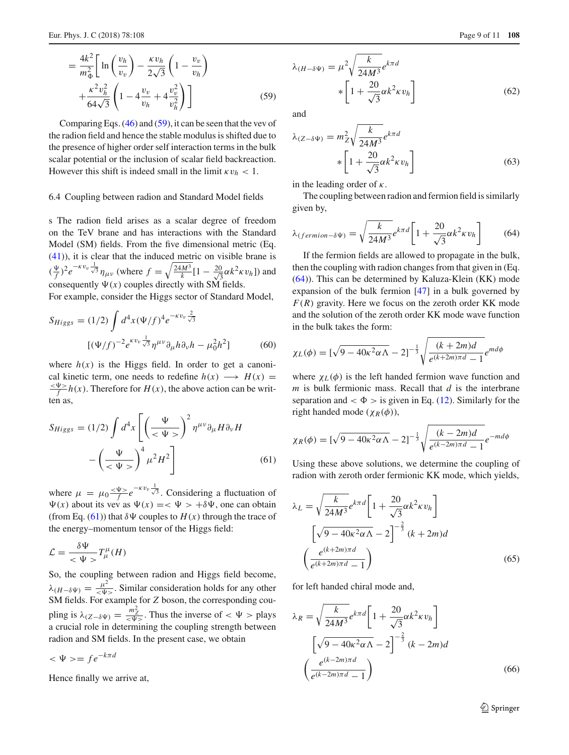$$= \frac{4k^2}{m_\Phi^2}\left[\ln\left(\frac{v_h}{v_v}\right) - \frac{\kappa v_h}{2\sqrt{3}}\left(1 - \frac{v_v}{v_h}\right) + \frac{\kappa^2 v_h^2}{64\sqrt{3}}\left(1 - 4\frac{v_v}{v_h} + 4\frac{v_v^2}{v_h^2}\right)\right] \tag{59}$$

Comparing Eqs. (46) and (59), it can be seen that the vev of the radion field and hence the stable modulus is shifted due to the presence of higher order self interaction terms in the bulk scalar potential or the inclusion of scalar field backreaction. However this shift is indeed small in the limit $\kappa v_h < 1$.

### 6.4 Coupling between radion and Standard Model fields

s The radion field arises as a scalar degree of freedom on the TeV brane and has interactions with the Standard Model (SM) fields. From the five dimensional metric (Eq. (41)), it is clear that the induced metric on visible brane is $(\frac{\Psi}{f})^2 e^{-\kappa v_v \frac{1}{\sqrt{3}}}\eta_{\mu\nu}$ (where $f = \sqrt{\frac{24M^3}{k}[1 - \frac{20}{\sqrt{3}}\alpha k^2 \kappa v_h]}$) and consequently $\Psi(x)$ couples directly with SM fields.
For example, consider the Higgs sector of Standard Model,

$$S_{Higgs} = (1/2)\int d^4x(\Psi/f)^4 e^{-\kappa v_v \frac{2}{\sqrt{3}}} [(\Psi/f)^{-2} e^{\kappa v_v \frac{1}{\sqrt{3}}}\eta^{\mu\nu}\partial_\mu h \partial_\nu h - \mu_0^2 h^2] \tag{60}$$

where $h(x)$ is the Higgs field. In order to get a canonical kinetic term, one needs to redefine $h(x) \longrightarrow H(x) = \frac{<\Psi>}{f}h(x)$. Therefore for $H(x)$, the above action can be written as,

$$S_{Higgs} = (1/2)\int d^4x\left[\left(\frac{\Psi}{<\Psi>}\right)^2 \eta^{\mu\nu}\partial_\mu H \partial_\nu H - \left(\frac{\Psi}{<\Psi>}\right)^4 \mu^2 H^2\right] \tag{61}$$

where $\mu = \mu_0 \frac{<\Psi>}{f} e^{-\kappa v_v \frac{1}{\sqrt{3}}}$. Considering a fluctuation of $\Psi(x)$ about its vev as $\Psi(x) = <\Psi> + \delta\Psi$, one can obtain (from Eq. (61)) that $\delta\Psi$ couples to $H(x)$ through the trace of the energy–momentum tensor of the Higgs field:

$$\mathcal{L} = \frac{\delta\Psi}{<\Psi>}T^\mu_\mu(H)$$

So, the coupling between radion and Higgs field become, $\lambda_{(H-\delta\Psi)} = \frac{\mu^2}{<\Psi>}$. Similar consideration holds for any other SM fields. For example for $Z$ boson, the corresponding coupling is $\lambda_{(Z-\delta\Psi)} = \frac{m_Z^2}{<\Psi>}$. Thus the inverse of $<\Psi>$ plays a crucial role in determining the coupling strength between radion and SM fields. In the present case, we obtain

$$<\Psi> = f e^{-k\pi d}$$

Hence finally we arrive at,

$$\lambda_{(H-\delta\Psi)} = \mu^2\sqrt{\frac{k}{24M^3}}e^{k\pi d} * \left[1 + \frac{20}{\sqrt{3}}\alpha k^2 \kappa v_h\right] \tag{62}$$

and

$$\lambda_{(Z-\delta\Psi)} = m_Z^2\sqrt{\frac{k}{24M^3}}e^{k\pi d} * \left[1 + \frac{20}{\sqrt{3}}\alpha k^2 \kappa v_h\right] \tag{63}$$

in the leading order of $\kappa$.

The coupling between radion and fermion field is similarly given by,

$$\lambda_{(fermion-\delta\Psi)} = \sqrt{\frac{k}{24M^3}}e^{k\pi d}\left[1 + \frac{20}{\sqrt{3}}\alpha k^2 \kappa v_h\right] \tag{64}$$

If the fermion fields are allowed to propagate in the bulk, then the coupling with radion changes from that given in (Eq. (64)). This can be determined by Kaluza-Klein (KK) mode expansion of the bulk fermion [47] in a bulk governed by $F(R)$ gravity. Here we focus on the zeroth order KK mode and the solution of the zeroth order KK mode wave function in the bulk takes the form:

$$\chi_L(\phi) = [\sqrt{9 - 40\kappa^2\alpha\Lambda} - 2]^{-\frac{1}{3}}\sqrt{\frac{(k+2m)d}{e^{(k+2m)\pi d} - 1}}e^{md\phi}$$

where $\chi_L(\phi)$ is the left handed fermion wave function and $m$ is bulk fermionic mass. Recall that $d$ is the interbrane separation and $<\Phi>$ is given in Eq. (12). Similarly for the right handed mode ($\chi_R(\phi)$),

$$\chi_R(\phi) = [\sqrt{9 - 40\kappa^2\alpha\Lambda} - 2]^{-\frac{1}{3}}\sqrt{\frac{(k-2m)d}{e^{(k-2m)\pi d} - 1}}e^{-md\phi}$$

Using these above solutions, we determine the coupling of radion with zeroth order fermionic KK mode, which yields,

$$\lambda_L = \sqrt{\frac{k}{24M^3}}e^{k\pi d}\left[1 + \frac{20}{\sqrt{3}}\alpha k^2 \kappa v_h\right] \left[\sqrt{9 - 40\kappa^2\alpha\Lambda} - 2\right]^{-\frac{2}{3}}(k+2m)d \left(\frac{e^{(k+2m)\pi d}}{e^{(k+2m)\pi d} - 1}\right) \tag{65}$$

for left handed chiral mode and,

$$\lambda_R = \sqrt{\frac{k}{24M^3}}e^{k\pi d}\left[1 + \frac{20}{\sqrt{3}}\alpha k^2 \kappa v_h\right] \left[\sqrt{9 - 40\kappa^2\alpha\Lambda} - 2\right]^{-\frac{2}{3}}(k-2m)d \left(\frac{e^{(k-2m)\pi d}}{e^{(k-2m)\pi d} - 1}\right) \tag{66}$$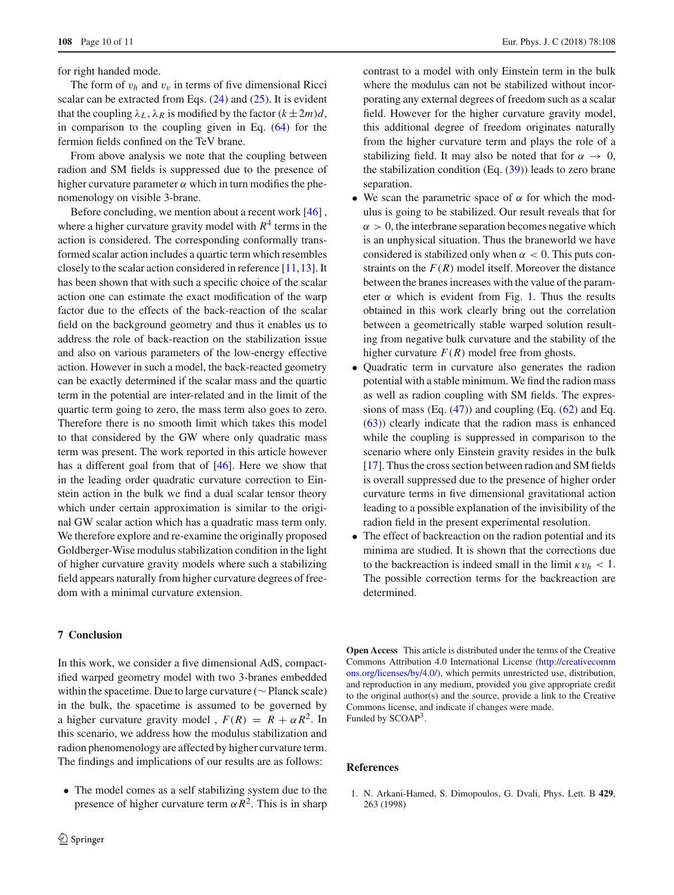for right handed mode.

The form of $v_h$ and $v_v$ in terms of five dimensional Ricci scalar can be extracted from Eqs. (24) and (25). It is evident that the coupling $\lambda_L, \lambda_R$ is modified by the factor $(k \pm 2m)d$, in comparison to the coupling given in Eq. (64) for the fermion fields confined on the TeV brane.

From above analysis we note that the coupling between radion and SM fields is suppressed due to the presence of higher curvature parameter $\alpha$ which in turn modifies the phenomenology on visible 3-brane.

Before concluding, we mention about a recent work [46] , where a higher curvature gravity model with $R^4$ terms in the action is considered. The corresponding conformally transformed scalar action includes a quartic term which resembles closely to the scalar action considered in reference [11,13]. It has been shown that with such a specific choice of the scalar action one can estimate the exact modification of the warp factor due to the effects of the back-reaction of the scalar field on the background geometry and thus it enables us to address the role of back-reaction on the stabilization issue and also on various parameters of the low-energy effective action. However in such a model, the back-reacted geometry can be exactly determined if the scalar mass and the quartic term in the potential are inter-related and in the limit of the quartic term going to zero, the mass term also goes to zero. Therefore there is no smooth limit which takes this model to that considered by the GW where only quadratic mass term was present. The work reported in this article however has a different goal from that of [46]. Here we show that in the leading order quadratic curvature correction to Einstein action in the bulk we find a dual scalar tensor theory which under certain approximation is similar to the original GW scalar action which has a quadratic mass term only. We therefore explore and re-examine the originally proposed Goldberger-Wise modulus stabilization condition in the light of higher curvature gravity models where such a stabilizing field appears naturally from higher curvature degrees of freedom with a minimal curvature extension.

## 7 Conclusion

In this work, we consider a five dimensional AdS, compactified warped geometry model with two 3-branes embedded within the spacetime. Due to large curvature ($\sim$ Planck scale) in the bulk, the spacetime is assumed to be governed by a higher curvature gravity model , $F(R) = R + \alpha R^2$. In this scenario, we address how the modulus stabilization and radion phenomenology are affected by higher curvature term. The findings and implications of our results are as follows:

- The model comes as a self stabilizing system due to the presence of higher curvature term $\alpha R^2$. This is in sharp contrast to a model with only Einstein term in the bulk where the modulus can not be stabilized without incorporating any external degrees of freedom such as a scalar field. However for the higher curvature gravity model, this additional degree of freedom originates naturally from the higher curvature term and plays the role of a stabilizing field. It may also be noted that for $\alpha \to 0$, the stabilization condition (Eq. (39)) leads to zero brane separation.
- We scan the parametric space of $\alpha$ for which the modulus is going to be stabilized. Our result reveals that for $\alpha > 0$, the interbrane separation becomes negative which is an unphysical situation. Thus the braneworld we have considered is stabilized only when $\alpha < 0$. This puts constraints on the $F(R)$ model itself. Moreover the distance between the branes increases with the value of the parameter $\alpha$ which is evident from Fig. 1. Thus the results obtained in this work clearly bring out the correlation between a geometrically stable warped solution resulting from negative bulk curvature and the stability of the higher curvature $F(R)$ model free from ghosts.
- Quadratic term in curvature also generates the radion potential with a stable minimum. We find the radion mass as well as radion coupling with SM fields. The expressions of mass (Eq. (47)) and coupling (Eq. (62) and Eq. (63)) clearly indicate that the radion mass is enhanced while the coupling is suppressed in comparison to the scenario where only Einstein gravity resides in the bulk [17]. Thus the cross section between radion and SM fields is overall suppressed due to the presence of higher order curvature terms in five dimensional gravitational action leading to a possible explanation of the invisibility of the radion field in the present experimental resolution.
- The effect of backreaction on the radion potential and its minima are studied. It is shown that the corrections due to the backreaction is indeed small in the limit $\kappa v_h < 1$. The possible correction terms for the backreaction are determined.

**Open Access** This article is distributed under the terms of the Creative Commons Attribution 4.0 International License (http://creativecommons.org/licenses/by/4.0/), which permits unrestricted use, distribution, and reproduction in any medium, provided you give appropriate credit to the original author(s) and the source, provide a link to the Creative Commons license, and indicate if changes were made.
Funded by SCOAP[3].

## References

1. N. Arkani-Hamed, S. Dimopoulos, G. Dvali, Phys. Lett. B **429**, 263 (1998)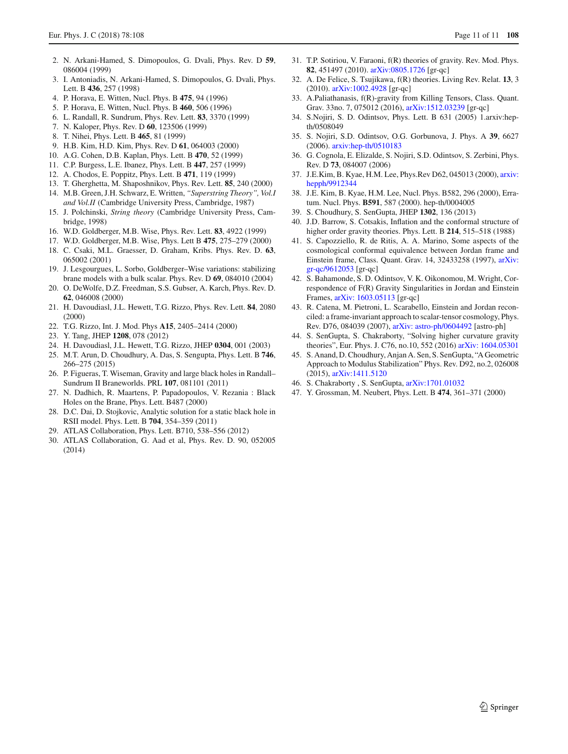2. N. Arkani-Hamed, S. Dimopoulos, G. Dvali, Phys. Rev. D **59**, 086004 (1999)
3. I. Antoniadis, N. Arkani-Hamed, S. Dimopoulos, G. Dvali, Phys. Lett. B **436**, 257 (1998)
4. P. Horava, E. Witten, Nucl. Phys. B **475**, 94 (1996)
5. P. Horava, E. Witten, Nucl. Phys. B **460**, 506 (1996)
6. L. Randall, R. Sundrum, Phys. Rev. Lett. **83**, 3370 (1999)
7. N. Kaloper, Phys. Rev. D **60**, 123506 (1999)
8. T. Nihei, Phys. Lett. B **465**, 81 (1999)
9. H.B. Kim, H.D. Kim, Phys. Rev. D **61**, 064003 (2000)
10. A.G. Cohen, D.B. Kaplan, Phys. Lett. B **470**, 52 (1999)
11. C.P. Burgess, L.E. Ibanez, Phys. Lett. B **447**, 257 (1999)
12. A. Chodos, E. Poppitz, Phys. Lett. B **471**, 119 (1999)
13. T. Gherghetta, M. Shaposhnikov, Phys. Rev. Lett. **85**, 240 (2000)
14. M.B. Green, J.H. Schwarz, E. Written, *"Superstring Theory", Vol.I and Vol.II* (Cambridge University Press, Cambridge, 1987)
15. J. Polchinski, *String theory* (Cambridge University Press, Cambridge, 1998)
16. W.D. Goldberger, M.B. Wise, Phys. Rev. Lett. **83**, 4922 (1999)
17. W.D. Goldberger, M.B. Wise, Phys. Lett B **475**, 275–279 (2000)
18. C. Csaki, M.L. Graesser, D. Graham, Kribs. Phys. Rev. D. **63**, 065002 (2001)
19. J. Lesgourgues, L. Sorbo, Goldberger–Wise variations: stabilizing brane models with a bulk scalar. Phys. Rev. D **69**, 084010 (2004)
20. O. DeWolfe, D.Z. Freedman, S.S. Gubser, A. Karch, Phys. Rev. D. **62**, 046008 (2000)
21. H. Davoudiasl, J.L. Hewett, T.G. Rizzo, Phys. Rev. Lett. **84**, 2080 (2000)
22. T.G. Rizzo, Int. J. Mod. Phys **A15**, 2405–2414 (2000)
23. Y. Tang, JHEP **1208**, 078 (2012)
24. H. Davoudiasl, J.L. Hewett, T.G. Rizzo, JHEP **0304**, 001 (2003)
25. M.T. Arun, D. Choudhury, A. Das, S. Sengupta, Phys. Lett. B **746**, 266–275 (2015)
26. P. Figueras, T. Wiseman, Gravity and large black holes in Randall–Sundrum II Braneworlds. PRL **107**, 081101 (2011)
27. N. Dadhich, R. Maartens, P. Papadopoulos, V. Rezania : Black Holes on the Brane, Phys. Lett. B487 (2000)
28. D.C. Dai, D. Stojkovic, Analytic solution for a static black hole in RSII model. Phys. Lett. B **704**, 354–359 (2011)
29. ATLAS Collaboration, Phys. Lett. B710, 538–556 (2012)
30. ATLAS Collaboration, G. Aad et al, Phys. Rev. D. 90, 052005 (2014)
31. T.P. Sotiriou, V. Faraoni, f(R) theories of gravity. Rev. Mod. Phys. **82**, 451497 (2010). arXiv:0805.1726 [gr-qc]
32. A. De Felice, S. Tsujikawa, f(R) theories. Living Rev. Relat. **13**, 3 (2010). arXiv:1002.4928 [gr-qc]
33. A.Paliathanasis, f(R)-gravity from Killing Tensors, Class. Quant. Grav. 33no. 7, 075012 (2016), arXiv:1512.03239 [gr-qc]
34. S.Nojiri, S. D. Odintsov, Phys. Lett. B 631 (2005) 1.arxiv:hep-th/0508049
35. S. Nojiri, S.D. Odintsov, O.G. Gorbunova, J. Phys. A **39**, 6627 (2006). arxiv:hep-th/0510183
36. G. Cognola, E. Elizalde, S. Nojiri, S.D. Odintsov, S. Zerbini, Phys. Rev. D **73**, 084007 (2006)
37. J.E.Kim, B. Kyae, H.M. Lee, Phys.Rev D62, 045013 (2000), arxiv: hepph/9912344
38. J.E. Kim, B. Kyae, H.M. Lee, Nucl. Phys. B582, 296 (2000), Erratum. Nucl. Phys. **B591**, 587 (2000). hep-th/0004005
39. S. Choudhury, S. SenGupta, JHEP **1302**, 136 (2013)
40. J.D. Barrow, S. Cotsakis, Inflation and the conformal structure of higher order gravity theories. Phys. Lett. B **214**, 515–518 (1988)
41. S. Capozziello, R. de Ritis, A. A. Marino, Some aspects of the cosmological conformal equivalence between Jordan frame and Einstein frame, Class. Quant. Grav. 14, 32433258 (1997), arXiv: gr-qc/9612053 [gr-qc]
42. S. Bahamonde, S. D. Odintsov, V. K. Oikonomou, M. Wright, Correspondence of F(R) Gravity Singularities in Jordan and Einstein Frames, arXiv: 1603.05113 [gr-qc]
43. R. Catena, M. Pietroni, L. Scarabello, Einstein and Jordan reconciled: a frame-invariant approach to scalar-tensor cosmology, Phys. Rev. D76, 084039 (2007), arXiv: astro-ph/0604492 [astro-ph]
44. S. SenGupta, S. Chakraborty, "Solving higher curvature gravity theories", Eur. Phys. J. C76, no.10, 552 (2016) arXiv: 1604.05301
45. S. Anand, D. Choudhury, Anjan A. Sen, S. SenGupta, "A Geometric Approach to Modulus Stabilization" Phys. Rev. D92, no.2, 026008 (2015), arXiv:1411.5120
46. S. Chakraborty , S. SenGupta, arXiv:1701.01032
47. Y. Grossman, M. Neubert, Phys. Lett. B **474**, 361–371 (2000)